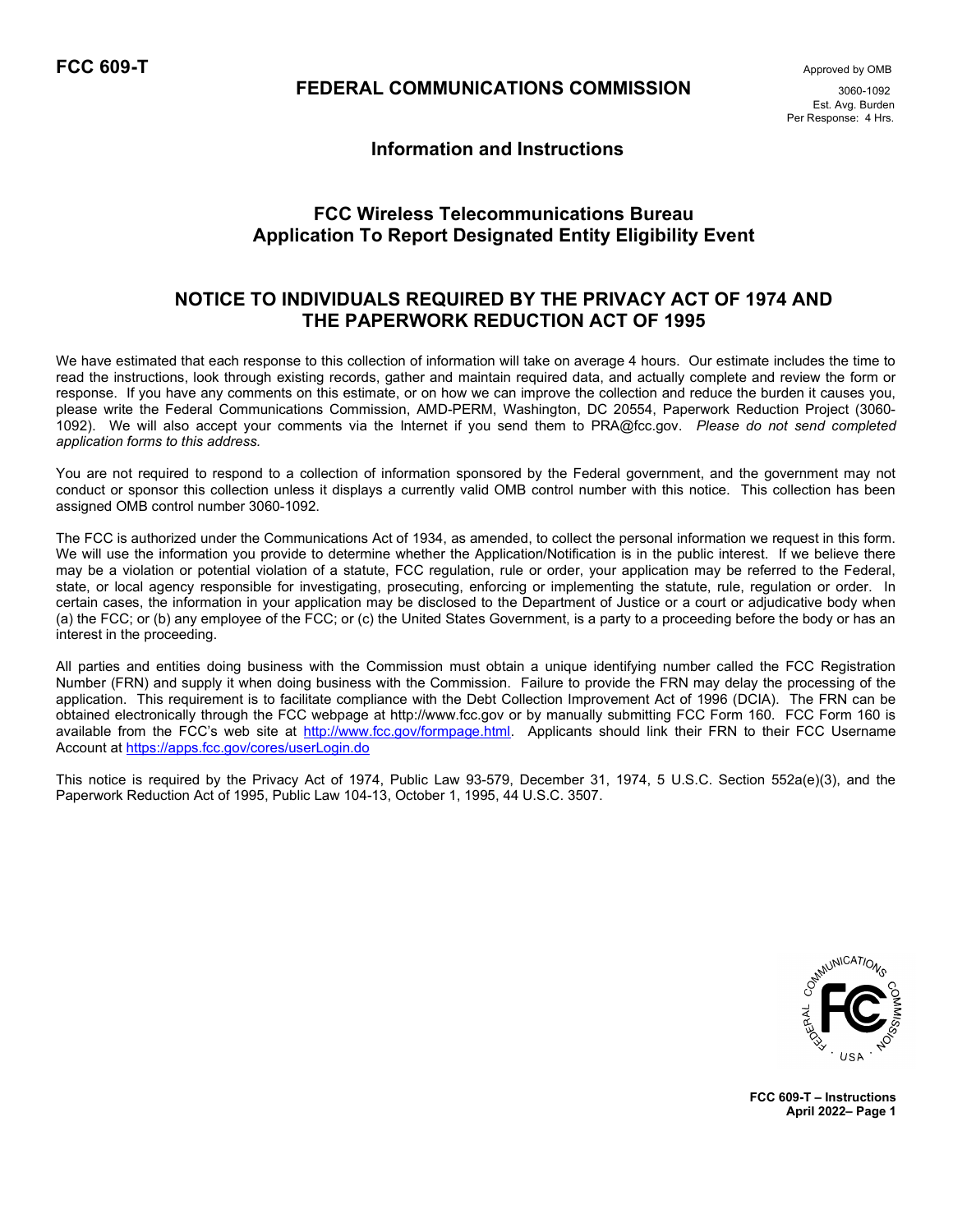**FCC 609-T**

Approved by OMB
3060-1092
Est. Avg. Burden
Per Response: 4 Hrs.

# FEDERAL COMMUNICATIONS COMMISSION

## Information and Instructions

## FCC Wireless Telecommunications Bureau
## Application To Report Designated Entity Eligibility Event

## NOTICE TO INDIVIDUALS REQUIRED BY THE PRIVACY ACT OF 1974 AND THE PAPERWORK REDUCTION ACT OF 1995

We have estimated that each response to this collection of information will take on average 4 hours. Our estimate includes the time to read the instructions, look through existing records, gather and maintain required data, and actually complete and review the form or response. If you have any comments on this estimate, or on how we can improve the collection and reduce the burden it causes you, please write the Federal Communications Commission, AMD-PERM, Washington, DC 20554, Paperwork Reduction Project (3060-1092). We will also accept your comments via the Internet if you send them to PRA@fcc.gov. *Please do not send completed application forms to this address.*

You are not required to respond to a collection of information sponsored by the Federal government, and the government may not conduct or sponsor this collection unless it displays a currently valid OMB control number with this notice. This collection has been assigned OMB control number 3060-1092.

The FCC is authorized under the Communications Act of 1934, as amended, to collect the personal information we request in this form. We will use the information you provide to determine whether the Application/Notification is in the public interest. If we believe there may be a violation or potential violation of a statute, FCC regulation, rule or order, your application may be referred to the Federal, state, or local agency responsible for investigating, prosecuting, enforcing or implementing the statute, rule, regulation or order. In certain cases, the information in your application may be disclosed to the Department of Justice or a court or adjudicative body when (a) the FCC; or (b) any employee of the FCC; or (c) the United States Government, is a party to a proceeding before the body or has an interest in the proceeding.

All parties and entities doing business with the Commission must obtain a unique identifying number called the FCC Registration Number (FRN) and supply it when doing business with the Commission. Failure to provide the FRN may delay the processing of the application. This requirement is to facilitate compliance with the Debt Collection Improvement Act of 1996 (DCIA). The FRN can be obtained electronically through the FCC webpage at http://www.fcc.gov or by manually submitting FCC Form 160. FCC Form 160 is available from the FCC's web site at [http://www.fcc.gov/formpage.html](http://www.fcc.gov/formpage.html). Applicants should link their FRN to their FCC Username Account at [https://apps.fcc.gov/cores/userLogin.do](https://apps.fcc.gov/cores/userLogin.do)

This notice is required by the Privacy Act of 1974, Public Law 93-579, December 31, 1974, 5 U.S.C. Section 552a(e)(3), and the Paperwork Reduction Act of 1995, Public Law 104-13, October 1, 1995, 44 U.S.C. 3507.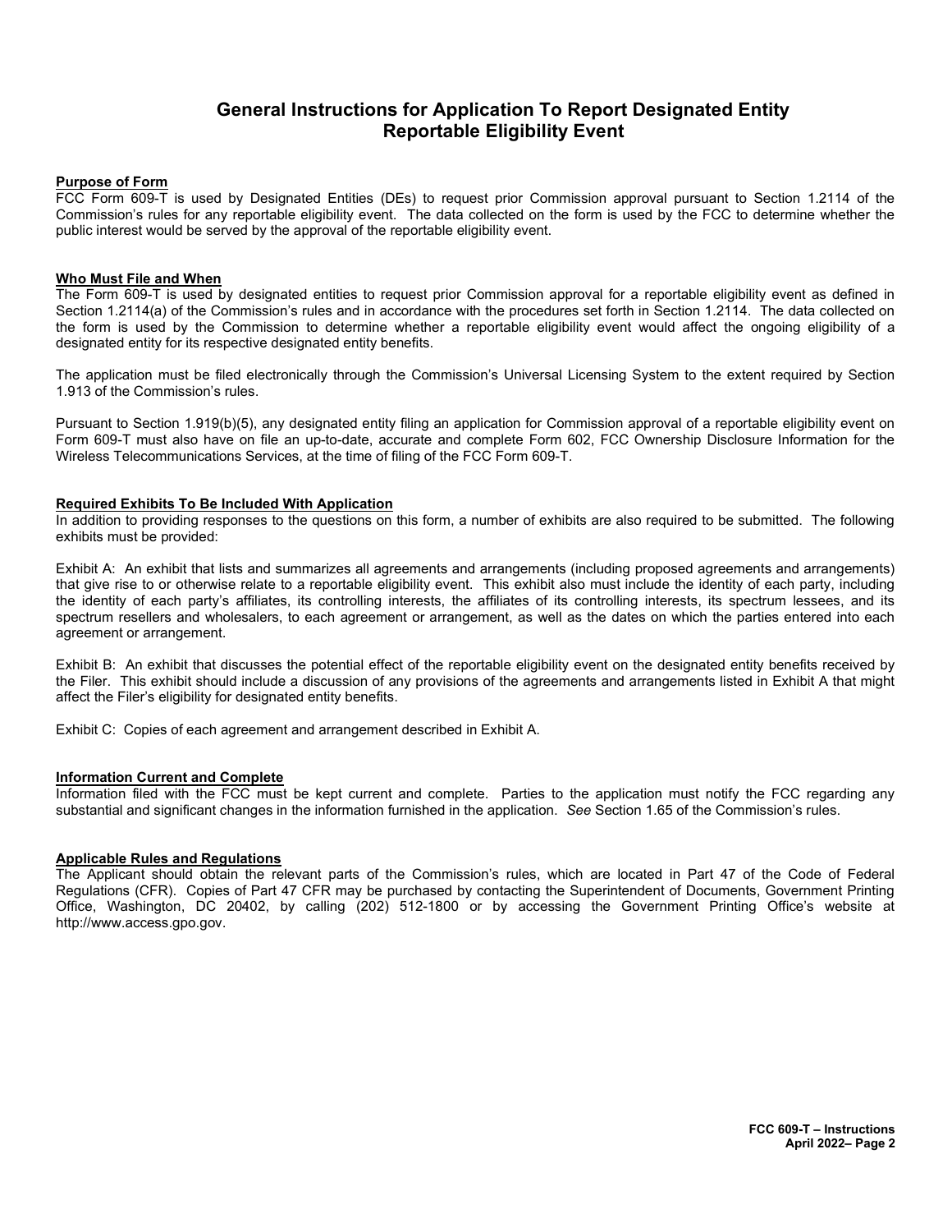# General Instructions for Application To Report Designated Entity Reportable Eligibility Event

**Purpose of Form**

FCC Form 609-T is used by Designated Entities (DEs) to request prior Commission approval pursuant to Section 1.2114 of the Commission's rules for any reportable eligibility event. The data collected on the form is used by the FCC to determine whether the public interest would be served by the approval of the reportable eligibility event.

**Who Must File and When**

The Form 609-T is used by designated entities to request prior Commission approval for a reportable eligibility event as defined in Section 1.2114(a) of the Commission's rules and in accordance with the procedures set forth in Section 1.2114. The data collected on the form is used by the Commission to determine whether a reportable eligibility event would affect the ongoing eligibility of a designated entity for its respective designated entity benefits.

The application must be filed electronically through the Commission's Universal Licensing System to the extent required by Section 1.913 of the Commission's rules.

Pursuant to Section 1.919(b)(5), any designated entity filing an application for Commission approval of a reportable eligibility event on Form 609-T must also have on file an up-to-date, accurate and complete Form 602, FCC Ownership Disclosure Information for the Wireless Telecommunications Services, at the time of filing of the FCC Form 609-T.

**Required Exhibits To Be Included With Application**

In addition to providing responses to the questions on this form, a number of exhibits are also required to be submitted. The following exhibits must be provided:

Exhibit A: An exhibit that lists and summarizes all agreements and arrangements (including proposed agreements and arrangements) that give rise to or otherwise relate to a reportable eligibility event. This exhibit also must include the identity of each party, including the identity of each party's affiliates, its controlling interests, the affiliates of its controlling interests, its spectrum lessees, and its spectrum resellers and wholesalers, to each agreement or arrangement, as well as the dates on which the parties entered into each agreement or arrangement.

Exhibit B: An exhibit that discusses the potential effect of the reportable eligibility event on the designated entity benefits received by the Filer. This exhibit should include a discussion of any provisions of the agreements and arrangements listed in Exhibit A that might affect the Filer's eligibility for designated entity benefits.

Exhibit C: Copies of each agreement and arrangement described in Exhibit A.

**Information Current and Complete**

Information filed with the FCC must be kept current and complete. Parties to the application must notify the FCC regarding any substantial and significant changes in the information furnished in the application. *See* Section 1.65 of the Commission's rules.

**Applicable Rules and Regulations**

The Applicant should obtain the relevant parts of the Commission's rules, which are located in Part 47 of the Code of Federal Regulations (CFR). Copies of Part 47 CFR may be purchased by contacting the Superintendent of Documents, Government Printing Office, Washington, DC 20402, by calling (202) 512-1800 or by accessing the Government Printing Office's website at http://www.access.gpo.gov.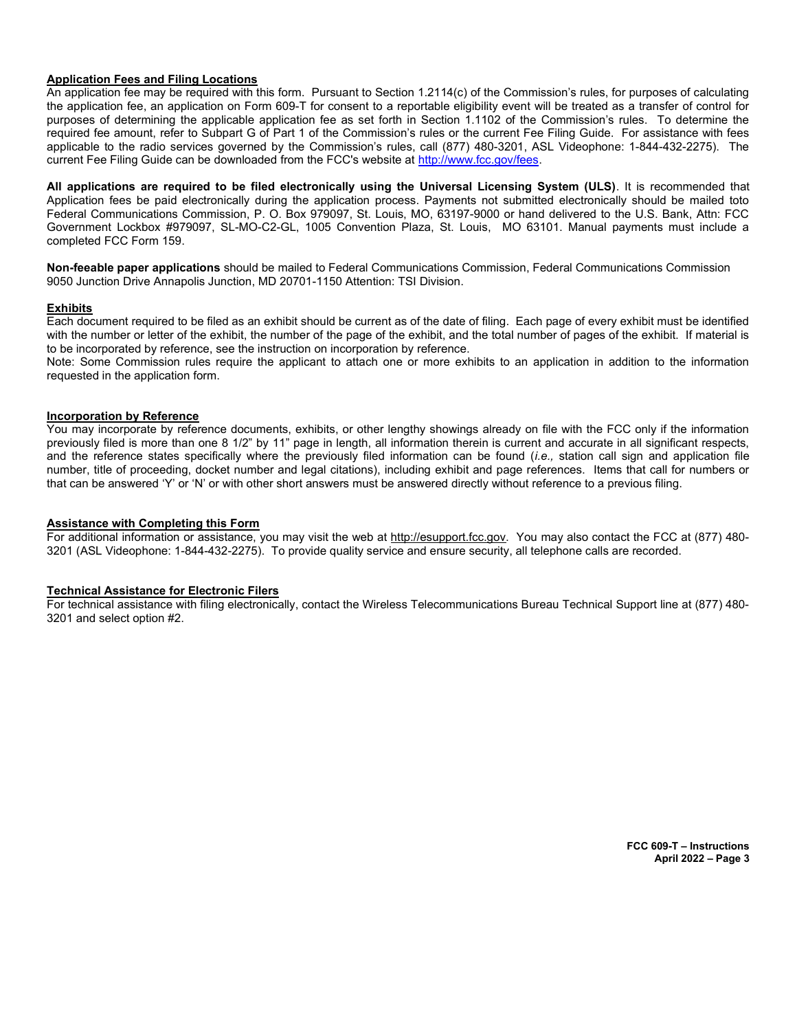## Application Fees and Filing Locations

An application fee may be required with this form. Pursuant to Section 1.2114(c) of the Commission's rules, for purposes of calculating the application fee, an application on Form 609-T for consent to a reportable eligibility event will be treated as a transfer of control for purposes of determining the applicable application fee as set forth in Section 1.1102 of the Commission's rules. To determine the required fee amount, refer to Subpart G of Part 1 of the Commission's rules or the current Fee Filing Guide. For assistance with fees applicable to the radio services governed by the Commission's rules, call (877) 480-3201, ASL Videophone: 1-844-432-2275). The current Fee Filing Guide can be downloaded from the FCC's website at http://www.fcc.gov/fees.

**All applications are required to be filed electronically using the Universal Licensing System (ULS)**. It is recommended that Application fees be paid electronically during the application process. Payments not submitted electronically should be mailed toto Federal Communications Commission, P. O. Box 979097, St. Louis, MO, 63197-9000 or hand delivered to the U.S. Bank, Attn: FCC Government Lockbox #979097, SL-MO-C2-GL, 1005 Convention Plaza, St. Louis, MO 63101. Manual payments must include a completed FCC Form 159.

**Non-feeable paper applications** should be mailed to Federal Communications Commission, Federal Communications Commission 9050 Junction Drive Annapolis Junction, MD 20701-1150 Attention: TSI Division.

## Exhibits

Each document required to be filed as an exhibit should be current as of the date of filing. Each page of every exhibit must be identified with the number or letter of the exhibit, the number of the page of the exhibit, and the total number of pages of the exhibit. If material is to be incorporated by reference, see the instruction on incorporation by reference.

Note: Some Commission rules require the applicant to attach one or more exhibits to an application in addition to the information requested in the application form.

## Incorporation by Reference

You may incorporate by reference documents, exhibits, or other lengthy showings already on file with the FCC only if the information previously filed is more than one 8 1/2" by 11" page in length, all information therein is current and accurate in all significant respects, and the reference states specifically where the previously filed information can be found (*i.e.,* station call sign and application file number, title of proceeding, docket number and legal citations), including exhibit and page references. Items that call for numbers or that can be answered 'Y' or 'N' or with other short answers must be answered directly without reference to a previous filing.

## Assistance with Completing this Form

For additional information or assistance, you may visit the web at http://esupport.fcc.gov. You may also contact the FCC at (877) 480-3201 (ASL Videophone: 1-844-432-2275). To provide quality service and ensure security, all telephone calls are recorded.

## Technical Assistance for Electronic Filers

For technical assistance with filing electronically, contact the Wireless Telecommunications Bureau Technical Support line at (877) 480-3201 and select option #2.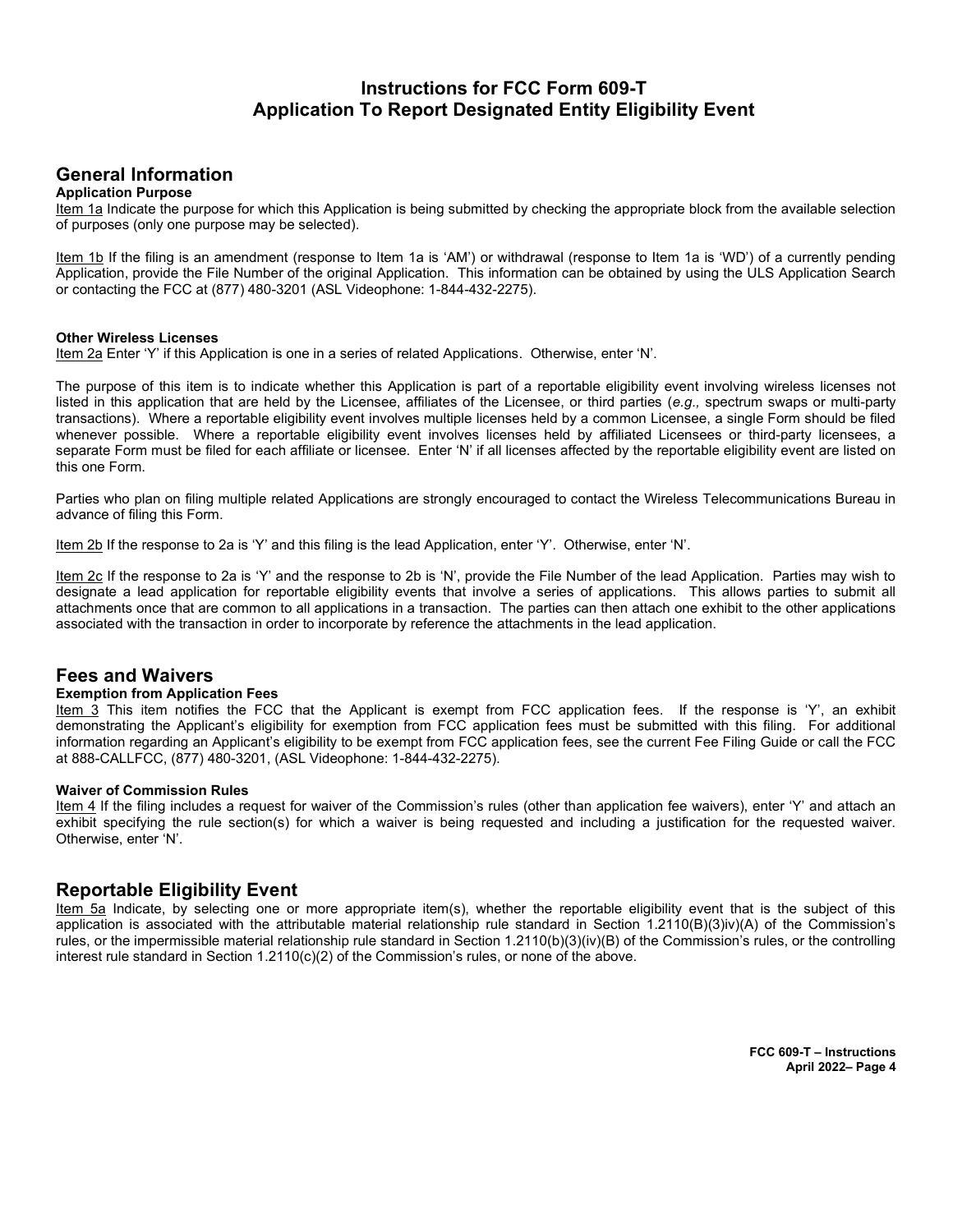# Instructions for FCC Form 609-T
## Application To Report Designated Entity Eligibility Event

## General Information

### Application Purpose

Item 1a Indicate the purpose for which this Application is being submitted by checking the appropriate block from the available selection of purposes (only one purpose may be selected).

Item 1b If the filing is an amendment (response to Item 1a is 'AM') or withdrawal (response to Item 1a is 'WD') of a currently pending Application, provide the File Number of the original Application. This information can be obtained by using the ULS Application Search or contacting the FCC at (877) 480-3201 (ASL Videophone: 1-844-432-2275).

### Other Wireless Licenses

Item 2a Enter 'Y' if this Application is one in a series of related Applications. Otherwise, enter 'N'.

The purpose of this item is to indicate whether this Application is part of a reportable eligibility event involving wireless licenses not listed in this application that are held by the Licensee, affiliates of the Licensee, or third parties (*e.g.,* spectrum swaps or multi-party transactions). Where a reportable eligibility event involves multiple licenses held by a common Licensee, a single Form should be filed whenever possible. Where a reportable eligibility event involves licenses held by affiliated Licensees or third-party licensees, a separate Form must be filed for each affiliate or licensee. Enter 'N' if all licenses affected by the reportable eligibility event are listed on this one Form.

Parties who plan on filing multiple related Applications are strongly encouraged to contact the Wireless Telecommunications Bureau in advance of filing this Form.

Item 2b If the response to 2a is 'Y' and this filing is the lead Application, enter 'Y'. Otherwise, enter 'N'.

Item 2c If the response to 2a is 'Y' and the response to 2b is 'N', provide the File Number of the lead Application. Parties may wish to designate a lead application for reportable eligibility events that involve a series of applications. This allows parties to submit all attachments once that are common to all applications in a transaction. The parties can then attach one exhibit to the other applications associated with the transaction in order to incorporate by reference the attachments in the lead application.

## Fees and Waivers

### Exemption from Application Fees

Item 3 This item notifies the FCC that the Applicant is exempt from FCC application fees. If the response is 'Y', an exhibit demonstrating the Applicant's eligibility for exemption from FCC application fees must be submitted with this filing. For additional information regarding an Applicant's eligibility to be exempt from FCC application fees, see the current Fee Filing Guide or call the FCC at 888-CALLFCC, (877) 480-3201, (ASL Videophone: 1-844-432-2275).

### Waiver of Commission Rules

Item 4 If the filing includes a request for waiver of the Commission's rules (other than application fee waivers), enter 'Y' and attach an exhibit specifying the rule section(s) for which a waiver is being requested and including a justification for the requested waiver. Otherwise, enter 'N'.

## Reportable Eligibility Event

Item 5a Indicate, by selecting one or more appropriate item(s), whether the reportable eligibility event that is the subject of this application is associated with the attributable material relationship rule standard in Section 1.2110(B)(3)iv)(A) of the Commission's rules, or the impermissible material relationship rule standard in Section 1.2110(b)(3)(iv)(B) of the Commission's rules, or the controlling interest rule standard in Section 1.2110(c)(2) of the Commission's rules, or none of the above.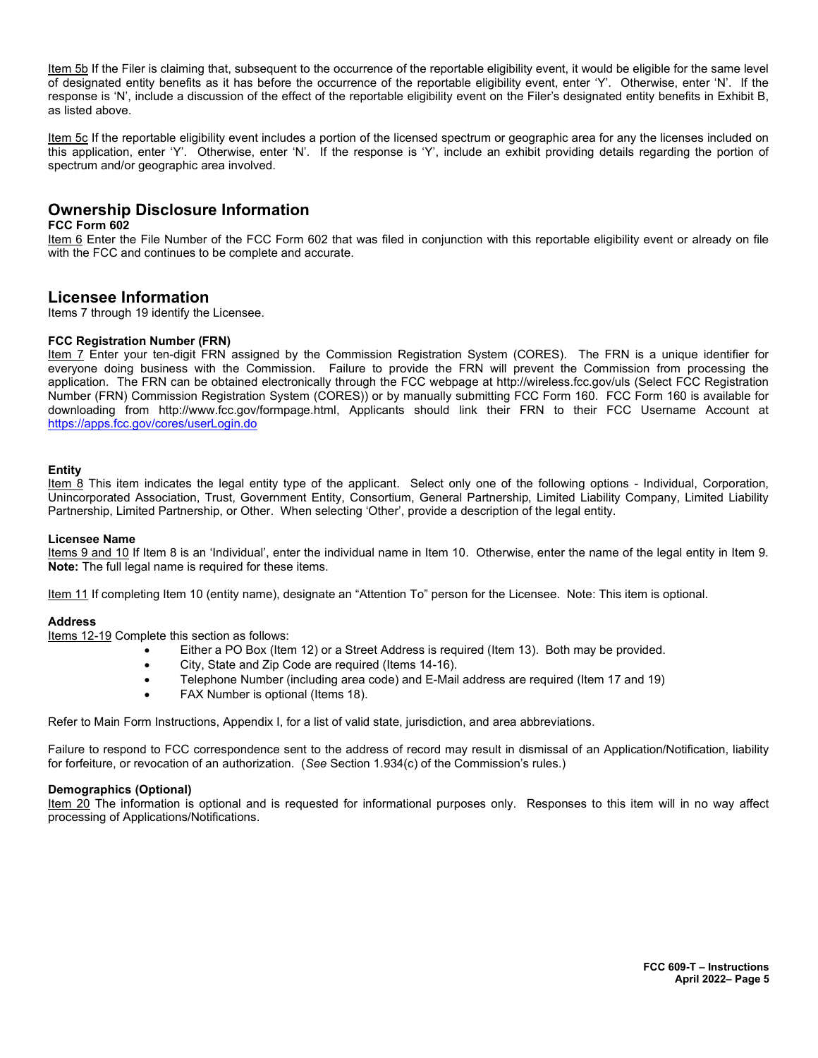Item 5b If the Filer is claiming that, subsequent to the occurrence of the reportable eligibility event, it would be eligible for the same level of designated entity benefits as it has before the occurrence of the reportable eligibility event, enter 'Y'. Otherwise, enter 'N'. If the response is 'N', include a discussion of the effect of the reportable eligibility event on the Filer's designated entity benefits in Exhibit B, as listed above.

Item 5c If the reportable eligibility event includes a portion of the licensed spectrum or geographic area for any the licenses included on this application, enter 'Y'. Otherwise, enter 'N'. If the response is 'Y', include an exhibit providing details regarding the portion of spectrum and/or geographic area involved.

## Ownership Disclosure Information

**FCC Form 602**

Item 6 Enter the File Number of the FCC Form 602 that was filed in conjunction with this reportable eligibility event or already on file with the FCC and continues to be complete and accurate.

## Licensee Information

Items 7 through 19 identify the Licensee.

**FCC Registration Number (FRN)**

Item 7 Enter your ten-digit FRN assigned by the Commission Registration System (CORES). The FRN is a unique identifier for everyone doing business with the Commission. Failure to provide the FRN will prevent the Commission from processing the application. The FRN can be obtained electronically through the FCC webpage at http://wireless.fcc.gov/uls (Select FCC Registration Number (FRN) Commission Registration System (CORES)) or by manually submitting FCC Form 160. FCC Form 160 is available for downloading from http://www.fcc.gov/formpage.html, Applicants should link their FRN to their FCC Username Account at https://apps.fcc.gov/cores/userLogin.do

**Entity**

Item 8 This item indicates the legal entity type of the applicant. Select only one of the following options - Individual, Corporation, Unincorporated Association, Trust, Government Entity, Consortium, General Partnership, Limited Liability Company, Limited Liability Partnership, Limited Partnership, or Other. When selecting 'Other', provide a description of the legal entity.

**Licensee Name**

Items 9 and 10 If Item 8 is an 'Individual', enter the individual name in Item 10. Otherwise, enter the name of the legal entity in Item 9. **Note:** The full legal name is required for these items.

Item 11 If completing Item 10 (entity name), designate an "Attention To" person for the Licensee. Note: This item is optional.

**Address**

Items 12-19 Complete this section as follows:

- Either a PO Box (Item 12) or a Street Address is required (Item 13). Both may be provided.
- City, State and Zip Code are required (Items 14-16).
- Telephone Number (including area code) and E-Mail address are required (Item 17 and 19)
- FAX Number is optional (Items 18).

Refer to Main Form Instructions, Appendix I, for a list of valid state, jurisdiction, and area abbreviations.

Failure to respond to FCC correspondence sent to the address of record may result in dismissal of an Application/Notification, liability for forfeiture, or revocation of an authorization. (*See* Section 1.934(c) of the Commission's rules.)

**Demographics (Optional)**

Item 20 The information is optional and is requested for informational purposes only. Responses to this item will in no way affect processing of Applications/Notifications.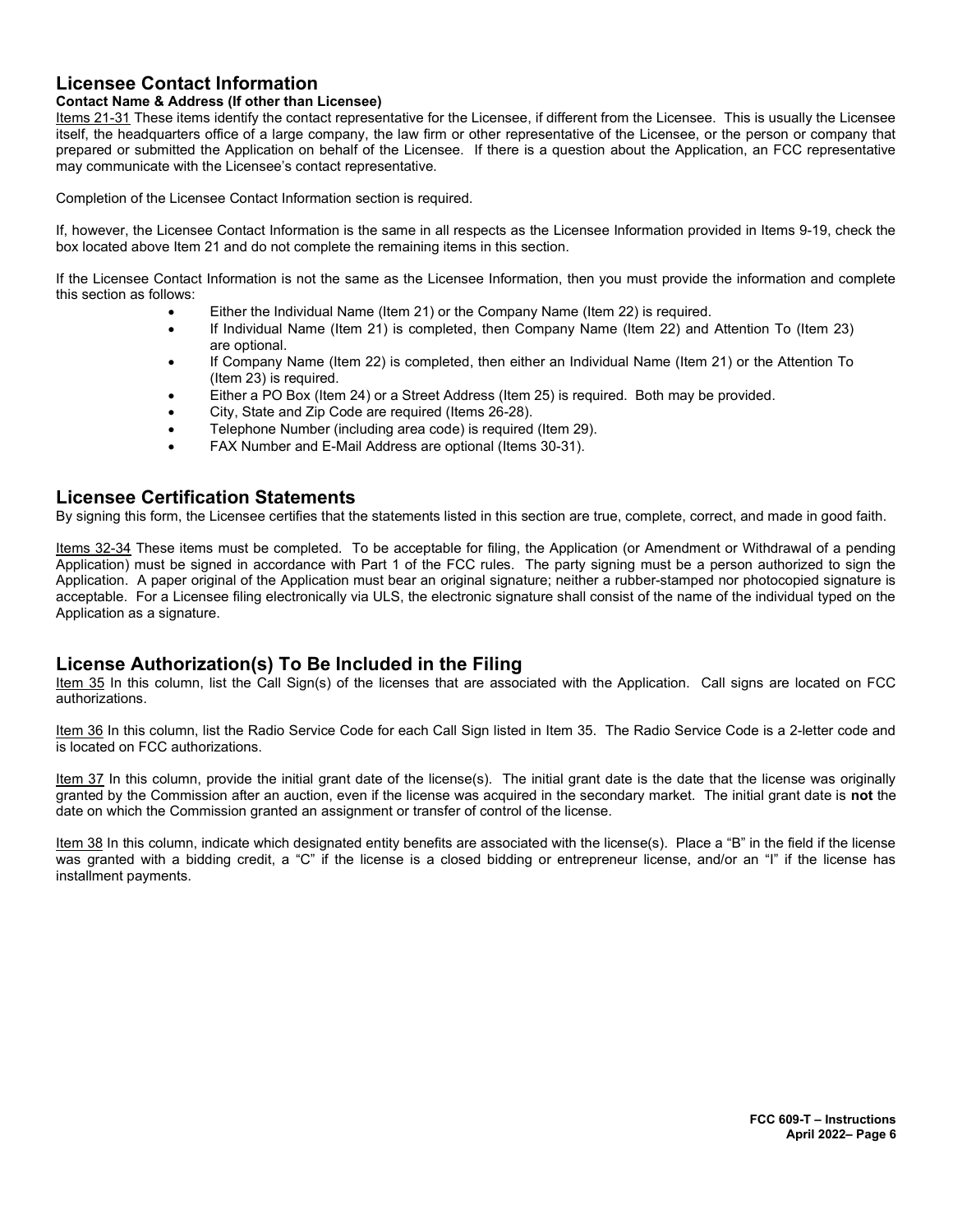## Licensee Contact Information

**Contact Name & Address (If other than Licensee)**

Items 21-31 These items identify the contact representative for the Licensee, if different from the Licensee. This is usually the Licensee itself, the headquarters office of a large company, the law firm or other representative of the Licensee, or the person or company that prepared or submitted the Application on behalf of the Licensee. If there is a question about the Application, an FCC representative may communicate with the Licensee's contact representative.

Completion of the Licensee Contact Information section is required.

If, however, the Licensee Contact Information is the same in all respects as the Licensee Information provided in Items 9-19, check the box located above Item 21 and do not complete the remaining items in this section.

If the Licensee Contact Information is not the same as the Licensee Information, then you must provide the information and complete this section as follows:

- Either the Individual Name (Item 21) or the Company Name (Item 22) is required.
- If Individual Name (Item 21) is completed, then Company Name (Item 22) and Attention To (Item 23) are optional.
- If Company Name (Item 22) is completed, then either an Individual Name (Item 21) or the Attention To (Item 23) is required.
- Either a PO Box (Item 24) or a Street Address (Item 25) is required. Both may be provided.
- City, State and Zip Code are required (Items 26-28).
- Telephone Number (including area code) is required (Item 29).
- FAX Number and E-Mail Address are optional (Items 30-31).

## Licensee Certification Statements

By signing this form, the Licensee certifies that the statements listed in this section are true, complete, correct, and made in good faith.

Items 32-34 These items must be completed. To be acceptable for filing, the Application (or Amendment or Withdrawal of a pending Application) must be signed in accordance with Part 1 of the FCC rules. The party signing must be a person authorized to sign the Application. A paper original of the Application must bear an original signature; neither a rubber-stamped nor photocopied signature is acceptable. For a Licensee filing electronically via ULS, the electronic signature shall consist of the name of the individual typed on the Application as a signature.

## License Authorization(s) To Be Included in the Filing

Item 35 In this column, list the Call Sign(s) of the licenses that are associated with the Application. Call signs are located on FCC authorizations.

Item 36 In this column, list the Radio Service Code for each Call Sign listed in Item 35. The Radio Service Code is a 2-letter code and is located on FCC authorizations.

Item 37 In this column, provide the initial grant date of the license(s). The initial grant date is the date that the license was originally granted by the Commission after an auction, even if the license was acquired in the secondary market. The initial grant date is **not** the date on which the Commission granted an assignment or transfer of control of the license.

Item 38 In this column, indicate which designated entity benefits are associated with the license(s). Place a "B" in the field if the license was granted with a bidding credit, a "C" if the license is a closed bidding or entrepreneur license, and/or an "I" if the license has installment payments.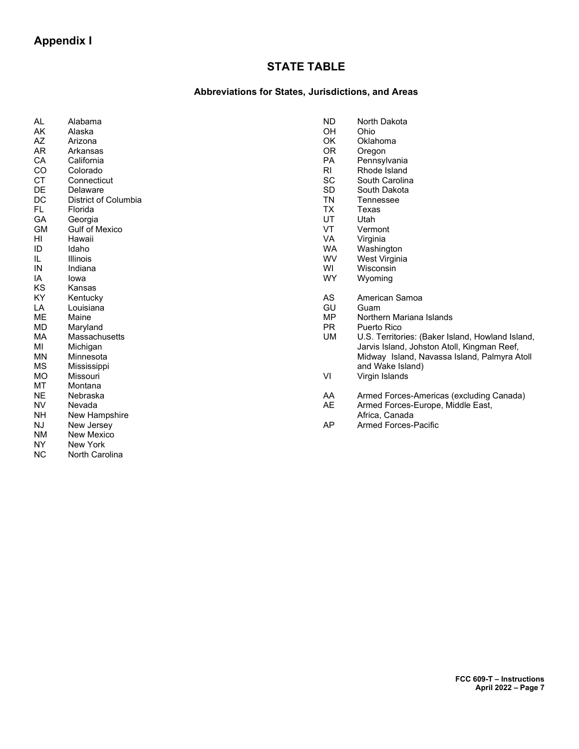## Appendix I

# STATE TABLE

### Abbreviations for States, Jurisdictions, and Areas

| | |
|---|---|
| AL | Alabama |
| AK | Alaska |
| AZ | Arizona |
| AR | Arkansas |
| CA | California |
| CO | Colorado |
| CT | Connecticut |
| DE | Delaware |
| DC | District of Columbia |
| FL | Florida |
| GA | Georgia |
| GM | Gulf of Mexico |
| HI | Hawaii |
| ID | Idaho |
| IL | Illinois |
| IN | Indiana |
| IA | Iowa |
| KS | Kansas |
| KY | Kentucky |
| LA | Louisiana |
| ME | Maine |
| MD | Maryland |
| MA | Massachusetts |
| MI | Michigan |
| MN | Minnesota |
| MS | Mississippi |
| MO | Missouri |
| MT | Montana |
| NE | Nebraska |
| NV | Nevada |
| NH | New Hampshire |
| NJ | New Jersey |
| NM | New Mexico |
| NY | New York |
| NC | North Carolina |
| ND | North Dakota |
| OH | Ohio |
| OK | Oklahoma |
| OR | Oregon |
| PA | Pennsylvania |
| RI | Rhode Island |
| SC | South Carolina |
| SD | South Dakota |
| TN | Tennessee |
| TX | Texas |
| UT | Utah |
| VT | Vermont |
| VA | Virginia |
| WA | Washington |
| WV | West Virginia |
| WI | Wisconsin |
| WY | Wyoming |
| | |
| AS | American Samoa |
| GU | Guam |
| MP | Northern Mariana Islands |
| PR | Puerto Rico |
| UM | U.S. Territories: (Baker Island, Howland Island, Jarvis Island, Johston Atoll, Kingman Reef, Midway Island, Navassa Island, Palmyra Atoll and Wake Island) |
| VI | Virgin Islands |
| | |
| AA | Armed Forces-Americas (excluding Canada) |
| AE | Armed Forces-Europe, Middle East, Africa, Canada |
| AP | Armed Forces-Pacific |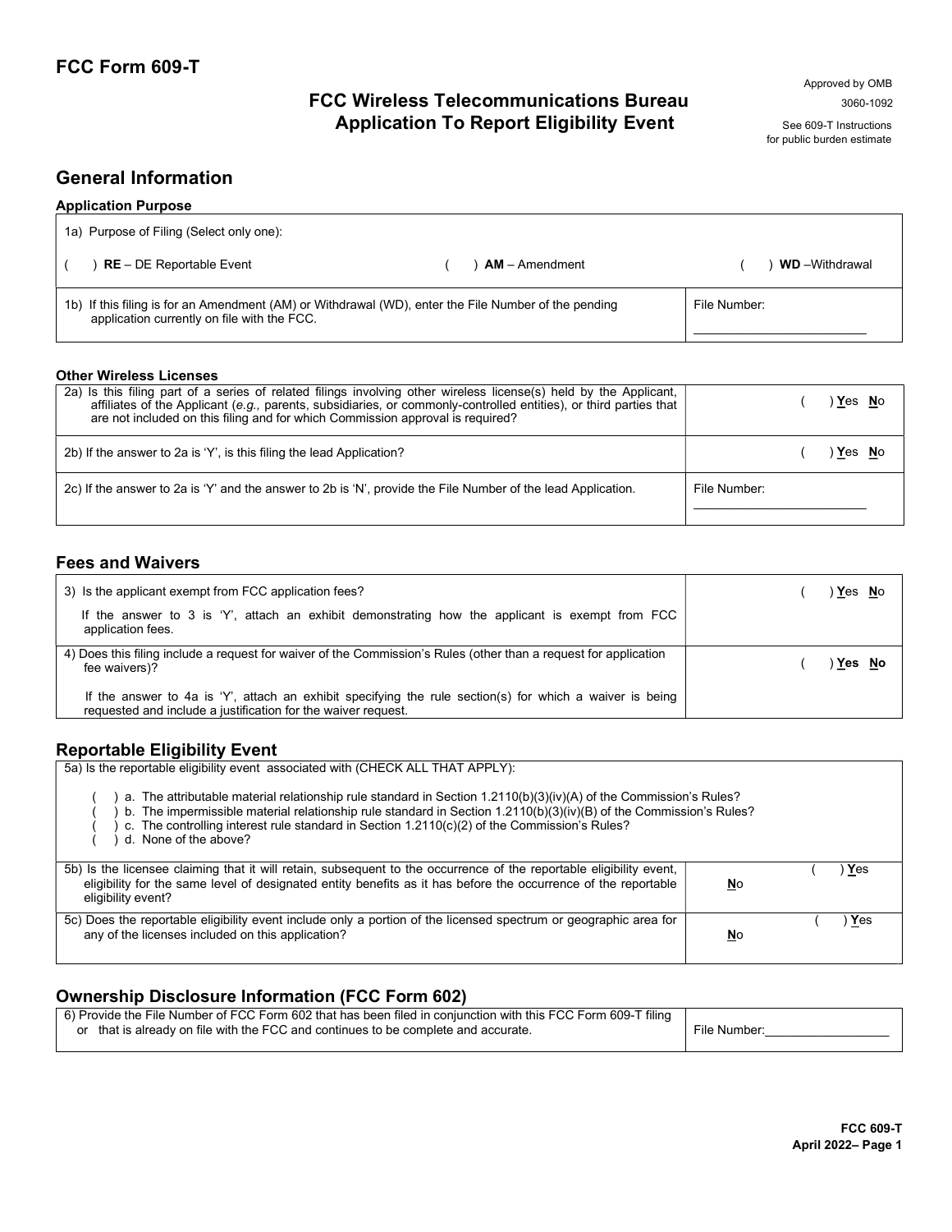# FCC Form 609-T

Approved by OMB
3060-1092

See 609-T Instructions
for public burden estimate

## FCC Wireless Telecommunications Bureau
## Application To Report Eligibility Event

## General Information

### Application Purpose

| 1a) Purpose of Filing (Select only one): | | |
|---|---|---|
| ( ) **RE** – DE Reportable Event | ( ) **AM** – Amendment | ( ) **WD** –Withdrawal |
| 1b) If this filing is for an Amendment (AM) or Withdrawal (WD), enter the File Number of the pending application currently on file with the FCC. | | File Number: ____________ |

### Other Wireless Licenses

| | |
|---|---|
| 2a) Is this filing part of a series of related filings involving other wireless license(s) held by the Applicant, affiliates of the Applicant (*e.g.,* parents, subsidiaries, or commonly-controlled entities), or third parties that are not included on this filing and for which Commission approval is required? | ( ) **Y**es **N**o |
| 2b) If the answer to 2a is 'Y', is this filing the lead Application? | ( ) **Y**es **N**o |
| 2c) If the answer to 2a is 'Y' and the answer to 2b is 'N', provide the File Number of the lead Application. | File Number: ____________ |

## Fees and Waivers

| | |
|---|---|
| 3) Is the applicant exempt from FCC application fees?<br><br>If the answer to 3 is 'Y', attach an exhibit demonstrating how the applicant is exempt from FCC application fees. | ( ) **Y**es **N**o |
| 4) Does this filing include a request for waiver of the Commission's Rules (other than a request for application fee waivers)?<br><br>If the answer to 4a is 'Y', attach an exhibit specifying the rule section(s) for which a waiver is being requested and include a justification for the waiver request. | ( ) **Yes No** |

## Reportable Eligibility Event

5a) Is the reportable eligibility event associated with (CHECK ALL THAT APPLY):

( ) a. The attributable material relationship rule standard in Section 1.2110(b)(3)(iv)(A) of the Commission's Rules?
( ) b. The impermissible material relationship rule standard in Section 1.2110(b)(3)(iv)(B) of the Commission's Rules?
( ) c. The controlling interest rule standard in Section 1.2110(c)(2) of the Commission's Rules?
( ) d. None of the above?

| | |
|---|---|
| 5b) Is the licensee claiming that it will retain, subsequent to the occurrence of the reportable eligibility event, eligibility for the same level of designated entity benefits as it has before the occurrence of the reportable eligibility event? | ( ) **Y**es **N**o |
| 5c) Does the reportable eligibility event include only a portion of the licensed spectrum or geographic area for any of the licenses included on this application? | ( ) **Y**es **N**o |

## Ownership Disclosure Information (FCC Form 602)

| | |
|---|---|
| 6) Provide the File Number of FCC Form 602 that has been filed in conjunction with this FCC Form 609-T filing or that is already on file with the FCC and continues to be complete and accurate. | File Number:____________ |

FCC 609-T
April 2022– Page 1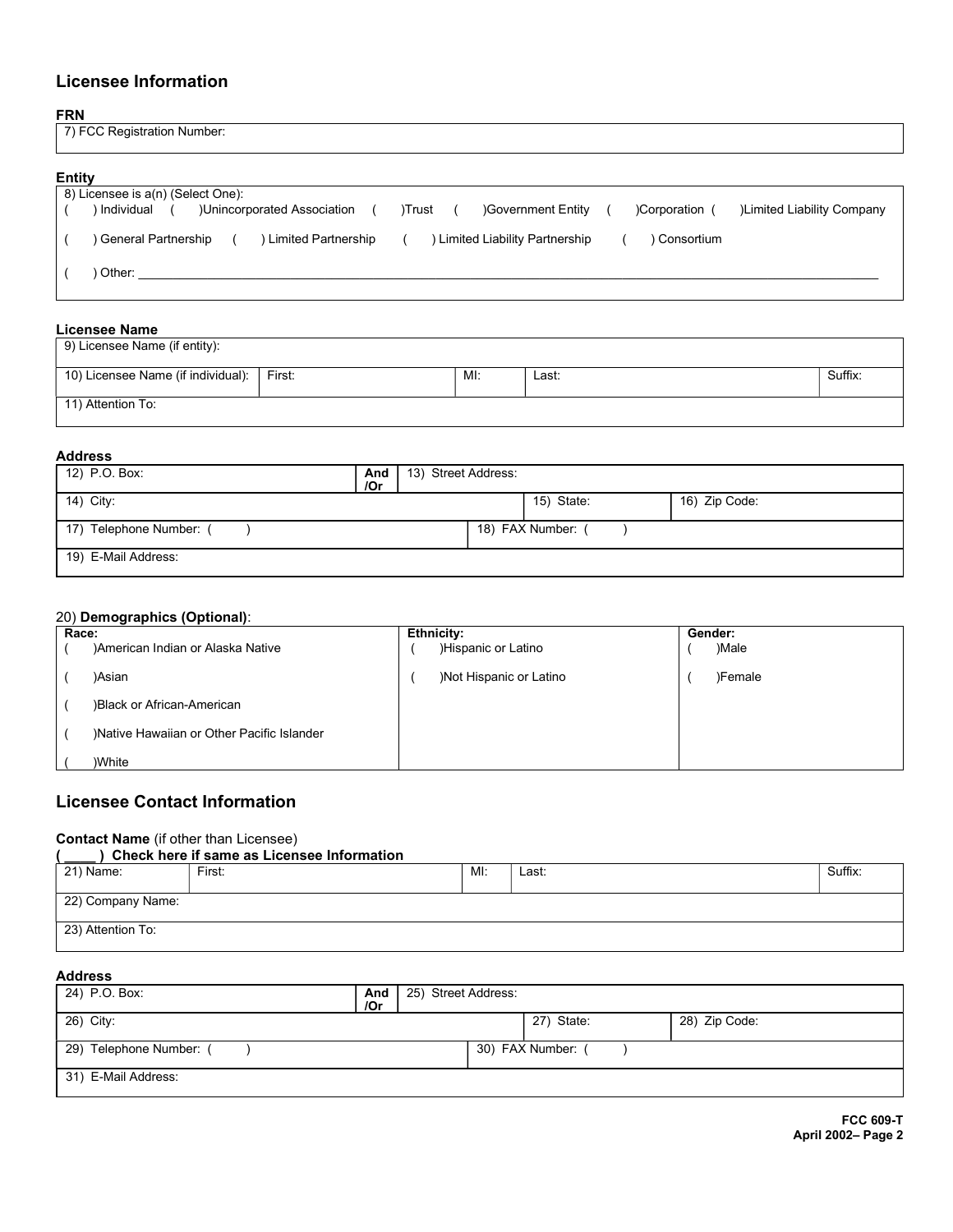## Licensee Information

**FRN**

| 7) FCC Registration Number: |
|---|

**Entity**

8) Licensee is a(n) (Select One):

( ) Individual ( )Unincorporated Association ( )Trust ( )Government Entity ( )Corporation ( )Limited Liability Company

( ) General Partnership ( ) Limited Partnership ( ) Limited Liability Partnership ( ) Consortium

( ) Other: ______________________________________________

**Licensee Name**

| 9) Licensee Name (if entity): | | | | |
|---|---|---|---|---|
| 10) Licensee Name (if individual): | First: | MI: | Last: | Suffix: |
| 11) Attention To: | | | | |

**Address**

| 12) P.O. Box: | And /Or | 13) Street Address: | |
|---|---|---|---|
| 14) City: | | 15) State: | 16) Zip Code: |
| 17) Telephone Number: ( ) | | 18) FAX Number: ( ) | |
| 19) E-Mail Address: | | | |

20) **Demographics (Optional)**:

| Race: | Ethnicity: | Gender: |
|---|---|---|
| ( )American Indian or Alaska Native | ( )Hispanic or Latino | ( )Male |
| ( )Asian | ( )Not Hispanic or Latino | ( )Female |
| ( )Black or African-American | | |
| ( )Native Hawaiian or Other Pacific Islander | | |
| ( )White | | |

## Licensee Contact Information

**Contact Name** (if other than Licensee)

**( ____ ) Check here if same as Licensee Information**

| 21) Name: | First: | MI: | Last: | Suffix: |
|---|---|---|---|---|
| 22) Company Name: | | | | |
| 23) Attention To: | | | | |

**Address**

| 24) P.O. Box: | And /Or | 25) Street Address: | |
|---|---|---|---|
| 26) City: | | 27) State: | 28) Zip Code: |
| 29) Telephone Number: ( ) | | 30) FAX Number: ( ) | |
| 31) E-Mail Address: | | | |

**FCC 609-T**
**April 2002– Page 2**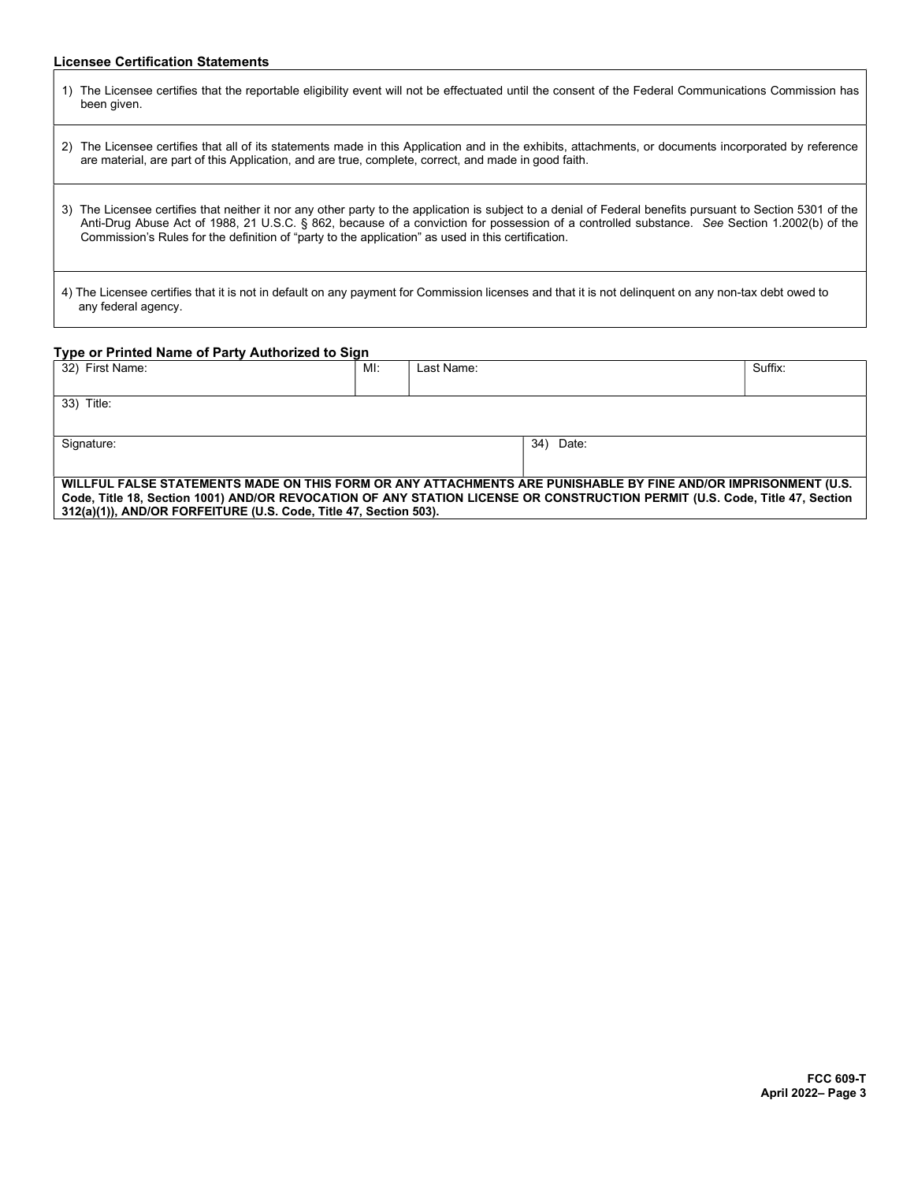### Licensee Certification Statements

| |
|---|
| 1) The Licensee certifies that the reportable eligibility event will not be effectuated until the consent of the Federal Communications Commission has been given. |
| 2) The Licensee certifies that all of its statements made in this Application and in the exhibits, attachments, or documents incorporated by reference are material, are part of this Application, and are true, complete, correct, and made in good faith. |
| 3) The Licensee certifies that neither it nor any other party to the application is subject to a denial of Federal benefits pursuant to Section 5301 of the Anti-Drug Abuse Act of 1988, 21 U.S.C. § 862, because of a conviction for possession of a controlled substance. *See* Section 1.2002(b) of the Commission's Rules for the definition of "party to the application" as used in this certification. |
| 4) The Licensee certifies that it is not in default on any payment for Commission licenses and that it is not delinquent on any non-tax debt owed to any federal agency. |

### Type or Printed Name of Party Authorized to Sign

| 32) First Name: | MI: | Last Name: | Suffix: |
|---|---|---|---|
| 33) Title: | | | |
| Signature: | | 34) Date: | |

**WILLFUL FALSE STATEMENTS MADE ON THIS FORM OR ANY ATTACHMENTS ARE PUNISHABLE BY FINE AND/OR IMPRISONMENT (U.S. Code, Title 18, Section 1001) AND/OR REVOCATION OF ANY STATION LICENSE OR CONSTRUCTION PERMIT (U.S. Code, Title 47, Section 312(a)(1)), AND/OR FORFEITURE (U.S. Code, Title 47, Section 503).**

**FCC 609-T**
**April 2022– Page 3**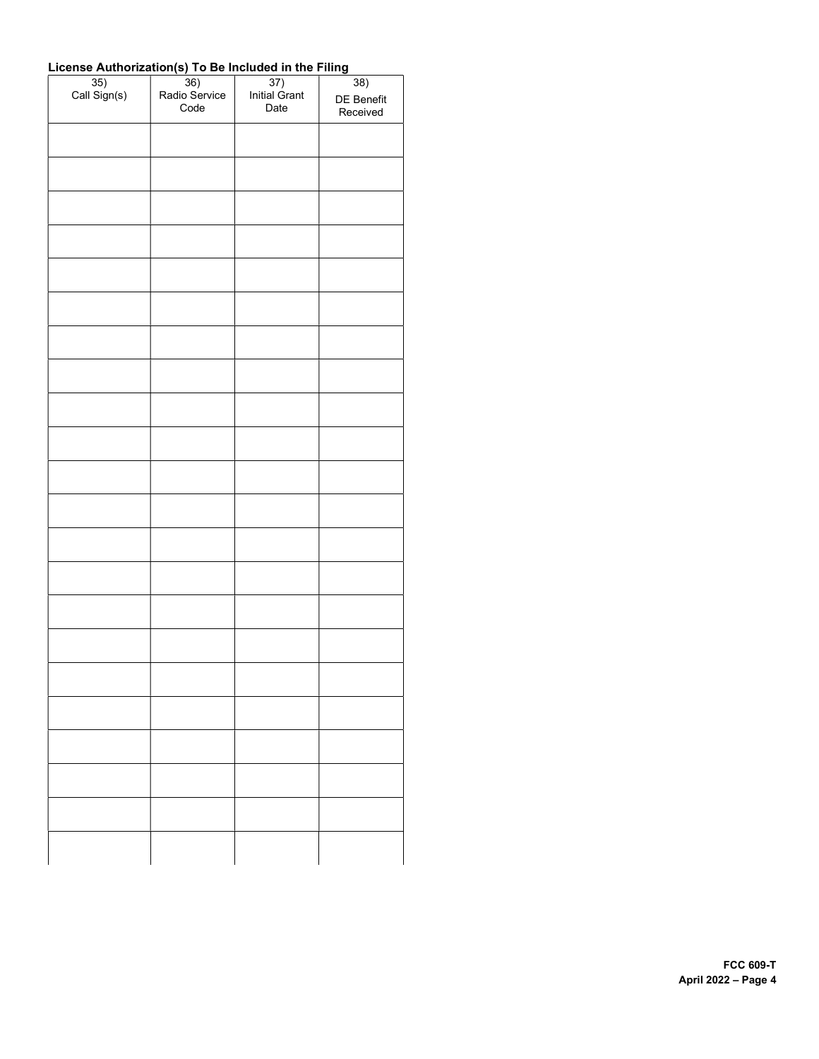**License Authorization(s) To Be Included in the Filing**

| 35) Call Sign(s) | 36) Radio Service Code | 37) Initial Grant Date | 38) DE Benefit Received |
|---|---|---|---|
| | | | |
| | | | |
| | | | |
| | | | |
| | | | |
| | | | |
| | | | |
| | | | |
| | | | |
| | | | |
| | | | |
| | | | |
| | | | |
| | | | |
| | | | |
| | | | |
| | | | |
| | | | |
| | | | |
| | | | |
| | | | |
| | | | |

**FCC 609-T**
**April 2022 – Page 4**